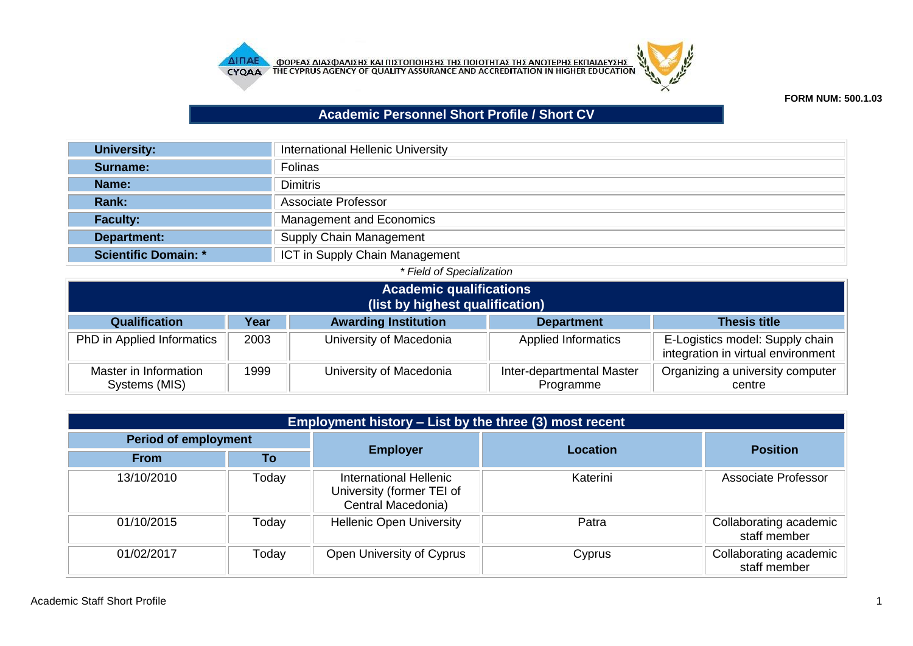ΦΟΡΕΑΣ ΔΙΑΣΦΑΛΙΣΗΣ ΚΑΙ ΠΙΣΤΟΠΟΙΗΣΗΣ ΤΗΣ ΠΟΙΟΤΗΤΑΣ ΤΗΣ ΑΝΩΤΕΡΗΣ ΕΚΠΑΙΔΕΥΣΗΣ
THE CYPRUS AGENCY OF QUALITY ASSURANCE AND ACCREDITATION IN HIGHER EDUCATION

**FORM NUM: 500.1.03**

# Academic Personnel Short Profile / Short CV

| | |
|---|---|
| **University:** | International Hellenic University |
| **Surname:** | Folinas |
| **Name:** | Dimitris |
| **Rank:** | Associate Professor |
| **Faculty:** | Management and Economics |
| **Department:** | Supply Chain Management |
| **Scientific Domain: *** | ICT in Supply Chain Management |

*\* Field of Specialization*

## Academic qualifications (list by highest qualification)

| Qualification | Year | Awarding Institution | Department | Thesis title |
|---|---|---|---|---|
| PhD in Applied Informatics | 2003 | University of Macedonia | Applied Informatics | E-Logistics model: Supply chain integration in virtual environment |
| Master in Information Systems (MIS) | 1999 | University of Macedonia | Inter-departmental Master Programme | Organizing a university computer centre |

## Employment history – List by the three (3) most recent

| Period of employment | | Employer | Location | Position |
|---|---|---|---|---|
| From | To | | | |
| 13/10/2010 | Today | International Hellenic University (former TEI of Central Macedonia) | Katerini | Associate Professor |
| 01/10/2015 | Today | Hellenic Open University | Patra | Collaborating academic staff member |
| 01/02/2017 | Today | Open University of Cyprus | Cyprus | Collaborating academic staff member |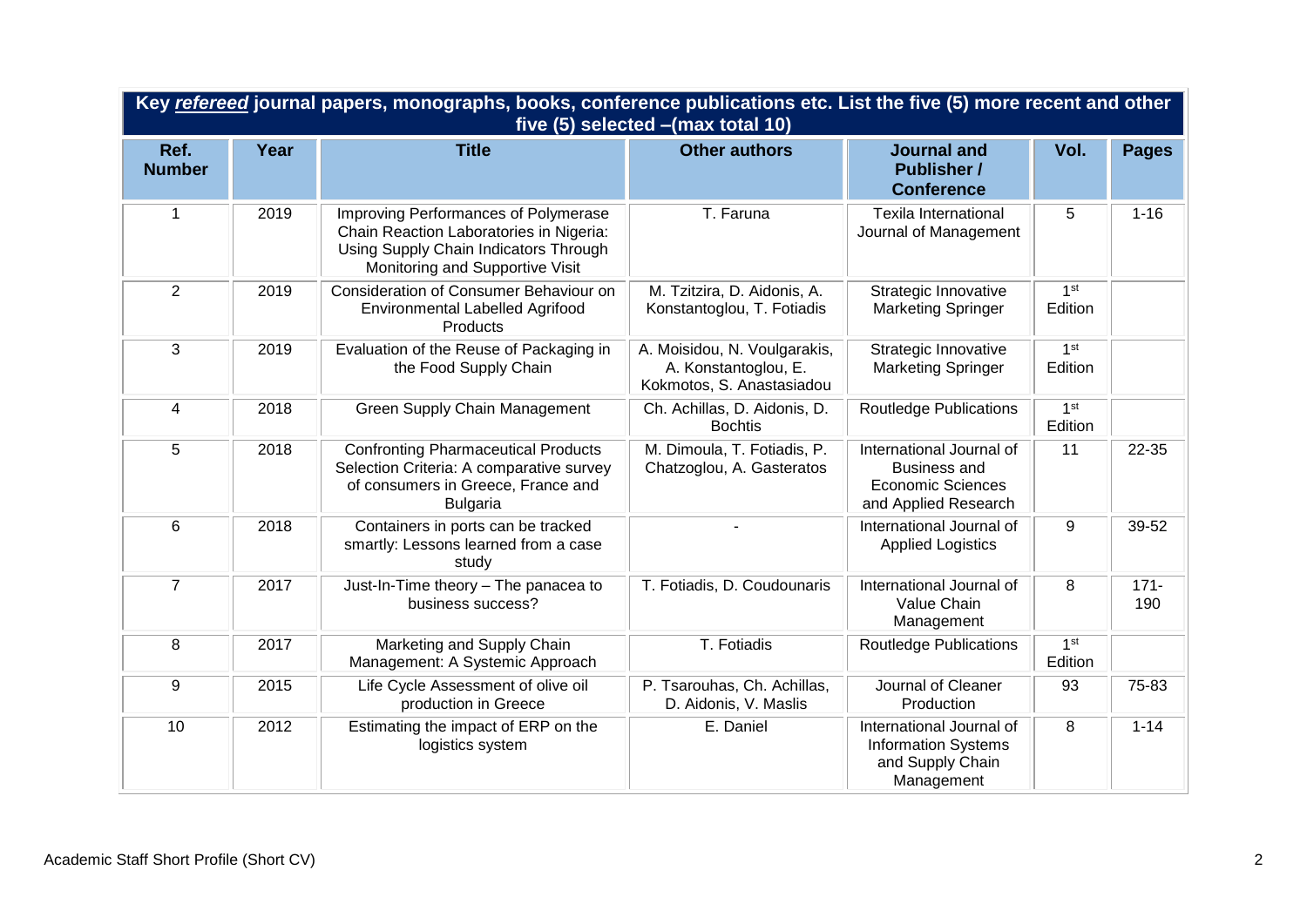| Key ***refereed*** journal papers, monographs, books, conference publications etc. List the five (5) more recent and other five (5) selected –(max total 10) | | | | | | |
|---|---|---|---|---|---|---|
| **Ref. Number** | **Year** | **Title** | **Other authors** | **Journal and Publisher / Conference** | **Vol.** | **Pages** |
| 1 | 2019 | Improving Performances of Polymerase Chain Reaction Laboratories in Nigeria: Using Supply Chain Indicators Through Monitoring and Supportive Visit | T. Faruna | Texila International Journal of Management | 5 | 1-16 |
| 2 | 2019 | Consideration of Consumer Behaviour on Environmental Labelled Agrifood Products | M. Tzitzira, D. Aidonis, A. Konstantoglou, T. Fotiadis | Strategic Innovative Marketing Springer | 1st Edition | |
| 3 | 2019 | Evaluation of the Reuse of Packaging in the Food Supply Chain | A. Moisidou, N. Voulgarakis, A. Konstantoglou, E. Kokmotos, S. Anastasiadou | Strategic Innovative Marketing Springer | 1st Edition | |
| 4 | 2018 | Green Supply Chain Management | Ch. Achillas, D. Aidonis, D. Bochtis | Routledge Publications | 1st Edition | |
| 5 | 2018 | Confronting Pharmaceutical Products Selection Criteria: A comparative survey of consumers in Greece, France and Bulgaria | M. Dimoula, T. Fotiadis, P. Chatzoglou, A. Gasteratos | International Journal of Business and Economic Sciences and Applied Research | 11 | 22-35 |
| 6 | 2018 | Containers in ports can be tracked smartly: Lessons learned from a case study | - | International Journal of Applied Logistics | 9 | 39-52 |
| 7 | 2017 | Just-In-Time theory – The panacea to business success? | T. Fotiadis, D. Coudounaris | International Journal of Value Chain Management | 8 | 171-190 |
| 8 | 2017 | Marketing and Supply Chain Management: A Systemic Approach | T. Fotiadis | Routledge Publications | 1st Edition | |
| 9 | 2015 | Life Cycle Assessment of olive oil production in Greece | P. Tsarouhas, Ch. Achillas, D. Aidonis, V. Maslis | Journal of Cleaner Production | 93 | 75-83 |
| 10 | 2012 | Estimating the impact of ERP on the logistics system | E. Daniel | International Journal of Information Systems and Supply Chain Management | 8 | 1-14 |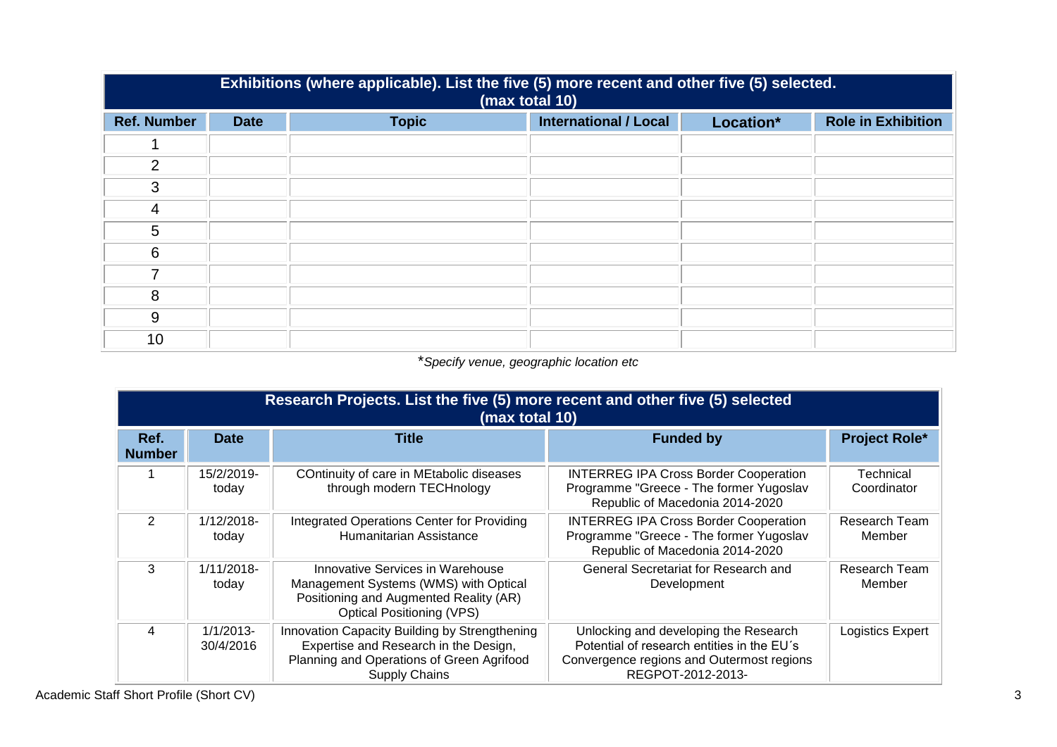| Exhibitions (where applicable). List the five (5) more recent and other five (5) selected. (max total 10) | | | | | |
|---|---|---|---|---|---|
| **Ref. Number** | **Date** | **Topic** | **International / Local** | **Location*** | **Role in Exhibition** |
| 1 | | | | | |
| 2 | | | | | |
| 3 | | | | | |
| 4 | | | | | |
| 5 | | | | | |
| 6 | | | | | |
| 7 | | | | | |
| 8 | | | | | |
| 9 | | | | | |
| 10 | | | | | |

**Specify venue, geographic location etc*

| Research Projects. List the five (5) more recent and other five (5) selected (max total 10) | | | | |
|---|---|---|---|---|
| **Ref. Number** | **Date** | **Title** | **Funded by** | **Project Role*** |
| 1 | 15/2/2019-today | COntinuity of care in MEtabolic diseases through modern TECHnology | INTERREG IPA Cross Border Cooperation Programme "Greece - The former Yugoslav Republic of Macedonia 2014-2020 | Technical Coordinator |
| 2 | 1/12/2018-today | Integrated Operations Center for Providing Humanitarian Assistance | INTERREG IPA Cross Border Cooperation Programme "Greece - The former Yugoslav Republic of Macedonia 2014-2020 | Research Team Member |
| 3 | 1/11/2018-today | Innovative Services in Warehouse Management Systems (WMS) with Optical Positioning and Augmented Reality (AR) Optical Positioning (VPS) | General Secretariat for Research and Development | Research Team Member |
| 4 | 1/1/2013-30/4/2016 | Innovation Capacity Building by Strengthening Expertise and Research in the Design, Planning and Operations of Green Agrifood Supply Chains | Unlocking and developing the Research Potential of research entities in the EU´s Convergence regions and Outermost regions REGPOT-2012-2013- | Logistics Expert |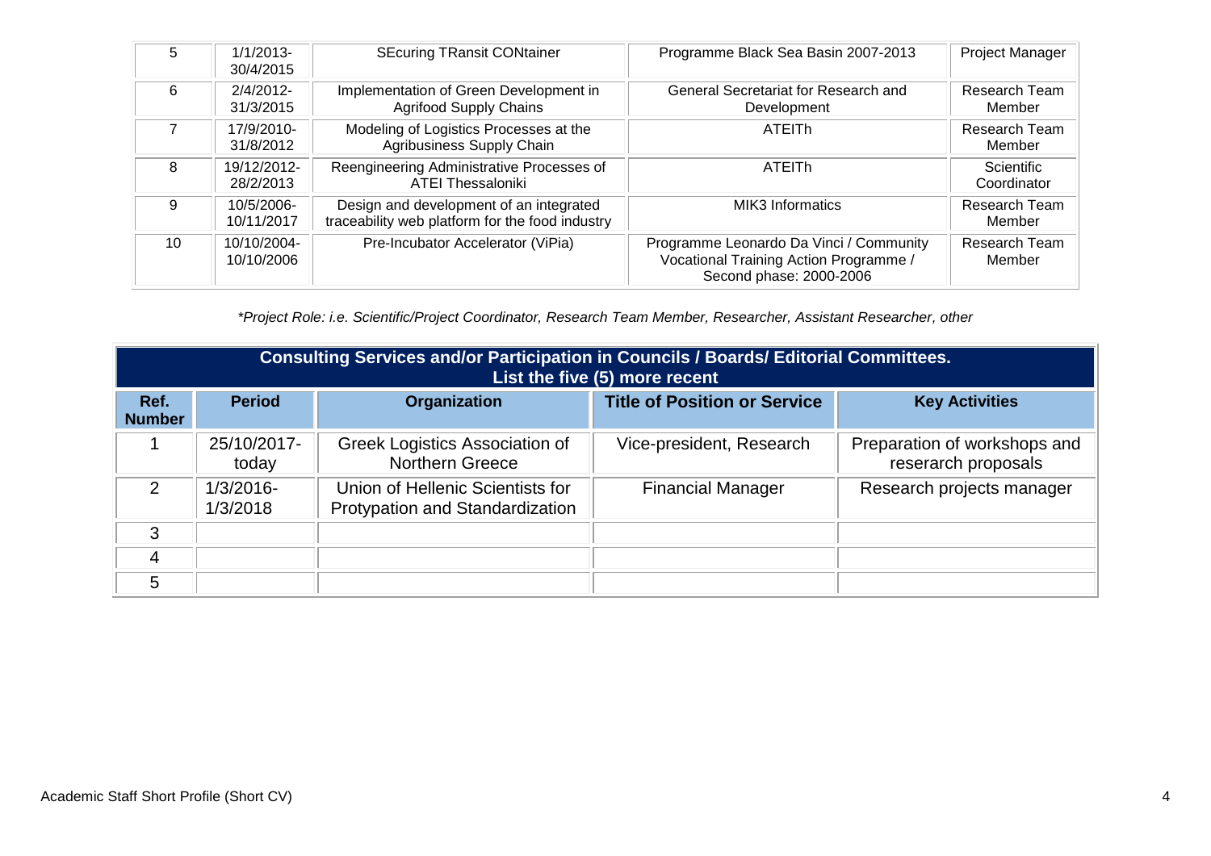| | | | | |
|---|---|---|---|---|
| 5 | 1/1/2013-30/4/2015 | SEcuring TRansit CONtainer | Programme Black Sea Basin 2007-2013 | Project Manager |
| 6 | 2/4/2012-31/3/2015 | Implementation of Green Development in Agrifood Supply Chains | General Secretariat for Research and Development | Research Team Member |
| 7 | 17/9/2010-31/8/2012 | Modeling of Logistics Processes at the Agribusiness Supply Chain | ATEITh | Research Team Member |
| 8 | 19/12/2012-28/2/2013 | Reengineering Administrative Processes of ATEI Thessaloniki | ATEITh | Scientific Coordinator |
| 9 | 10/5/2006-10/11/2017 | Design and development of an integrated traceability web platform for the food industry | MIK3 Informatics | Research Team Member |
| 10 | 10/10/2004-10/10/2006 | Pre-Incubator Accelerator (ViPia) | Programme Leonardo Da Vinci / Community Vocational Training Action Programme / Second phase: 2000-2006 | Research Team Member |

*\*Project Role: i.e. Scientific/Project Coordinator, Research Team Member, Researcher, Assistant Researcher, other*

| **Consulting Services and/or Participation in Councils / Boards/ Editorial Committees. List the five (5) more recent** | | | | |
|---|---|---|---|---|
| **Ref. Number** | **Period** | **Organization** | **Title of Position or Service** | **Key Activities** |
| 1 | 25/10/2017-today | Greek Logistics Association of Northern Greece | Vice-president, Research | Preparation of workshops and reserarch proposals |
| 2 | 1/3/2016-1/3/2018 | Union of Hellenic Scientists for Protypation and Standardization | Financial Manager | Research projects manager |
| 3 | | | | |
| 4 | | | | |
| 5 | | | | |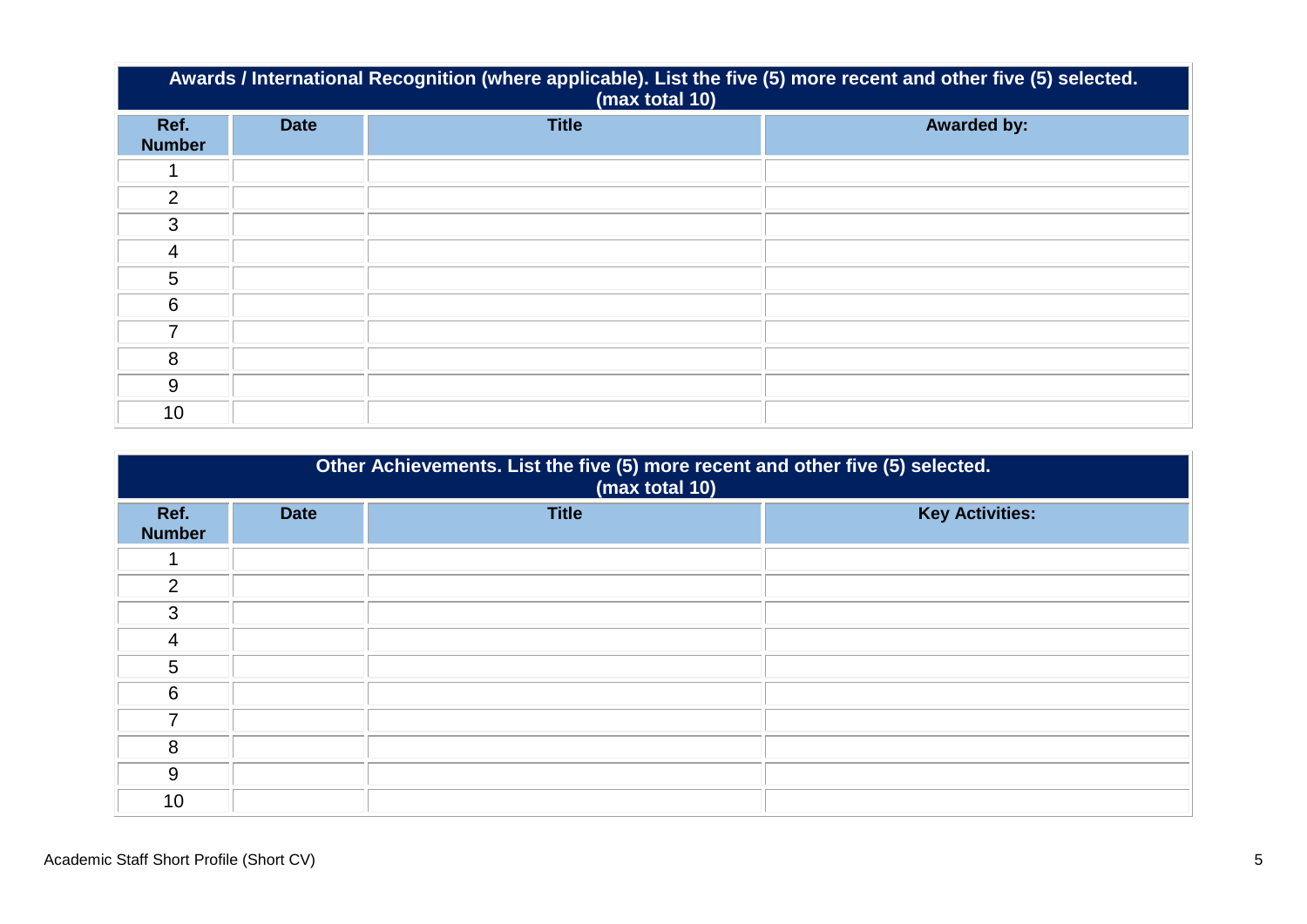| Awards / International Recognition (where applicable). List the five (5) more recent and other five (5) selected. (max total 10) | | | |
|---|---|---|---|
| **Ref. Number** | **Date** | **Title** | **Awarded by:** |
| 1 | | | |
| 2 | | | |
| 3 | | | |
| 4 | | | |
| 5 | | | |
| 6 | | | |
| 7 | | | |
| 8 | | | |
| 9 | | | |
| 10 | | | |

| Other Achievements. List the five (5) more recent and other five (5) selected. (max total 10) | | | |
|---|---|---|---|
| **Ref. Number** | **Date** | **Title** | **Key Activities:** |
| 1 | | | |
| 2 | | | |
| 3 | | | |
| 4 | | | |
| 5 | | | |
| 6 | | | |
| 7 | | | |
| 8 | | | |
| 9 | | | |
| 10 | | | |